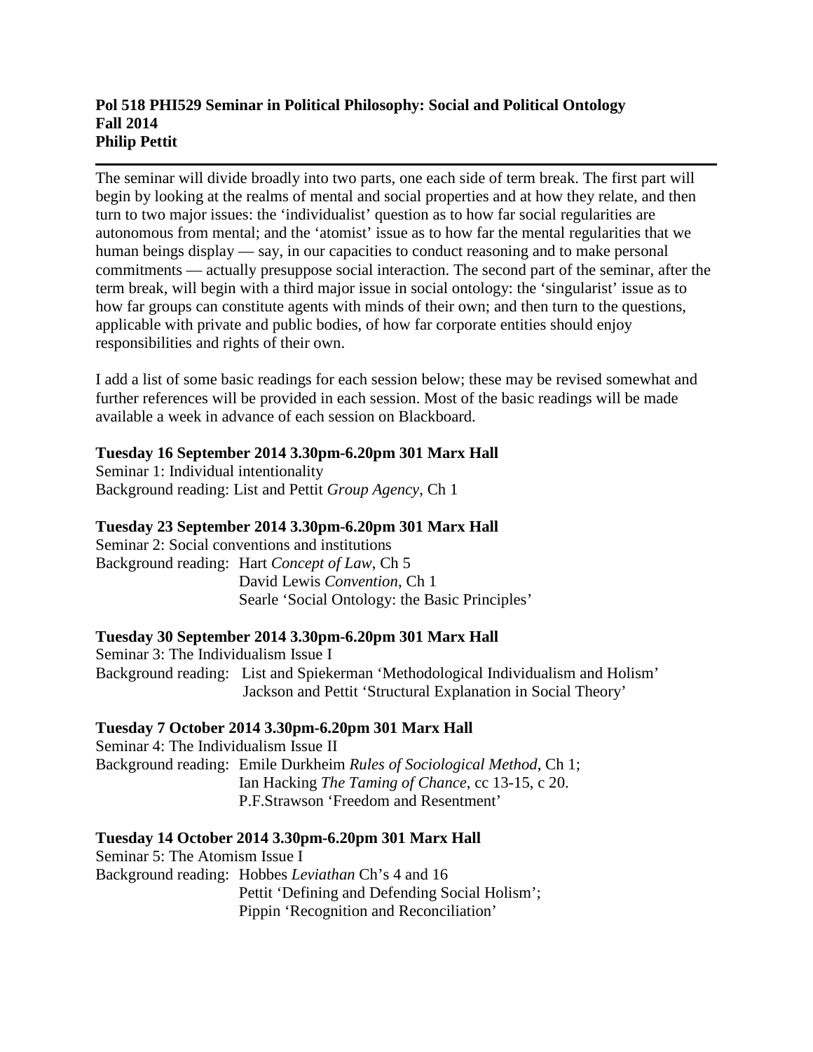**Pol 518 PHI529 Seminar in Political Philosophy: Social and Political Ontology**
**Fall 2014**
**Philip Pettit**

---

The seminar will divide broadly into two parts, one each side of term break. The first part will begin by looking at the realms of mental and social properties and at how they relate, and then turn to two major issues: the 'individualist' question as to how far social regularities are autonomous from mental; and the 'atomist' issue as to how far the mental regularities that we human beings display — say, in our capacities to conduct reasoning and to make personal commitments — actually presuppose social interaction. The second part of the seminar, after the term break, will begin with a third major issue in social ontology: the 'singularist' issue as to how far groups can constitute agents with minds of their own; and then turn to the questions, applicable with private and public bodies, of how far corporate entities should enjoy responsibilities and rights of their own.

I add a list of some basic readings for each session below; these may be revised somewhat and further references will be provided in each session. Most of the basic readings will be made available a week in advance of each session on Blackboard.

**Tuesday 16 September 2014 3.30pm-6.20pm 301 Marx Hall**
Seminar 1: Individual intentionality
Background reading: List and Pettit *Group Agency*, Ch 1

**Tuesday 23 September 2014 3.30pm-6.20pm 301 Marx Hall**
Seminar 2: Social conventions and institutions
Background reading: Hart *Concept of Law*, Ch 5
David Lewis *Convention*, Ch 1
Searle 'Social Ontology: the Basic Principles'

**Tuesday 30 September 2014 3.30pm-6.20pm 301 Marx Hall**
Seminar 3: The Individualism Issue I
Background reading: List and Spiekerman 'Methodological Individualism and Holism'
Jackson and Pettit 'Structural Explanation in Social Theory'

**Tuesday 7 October 2014 3.30pm-6.20pm 301 Marx Hall**
Seminar 4: The Individualism Issue II
Background reading: Emile Durkheim *Rules of Sociological Method*, Ch 1;
Ian Hacking *The Taming of Chance*, cc 13-15, c 20.
P.F.Strawson 'Freedom and Resentment'

**Tuesday 14 October 2014 3.30pm-6.20pm 301 Marx Hall**
Seminar 5: The Atomism Issue I
Background reading: Hobbes *Leviathan* Ch's 4 and 16
Pettit 'Defining and Defending Social Holism';
Pippin 'Recognition and Reconciliation'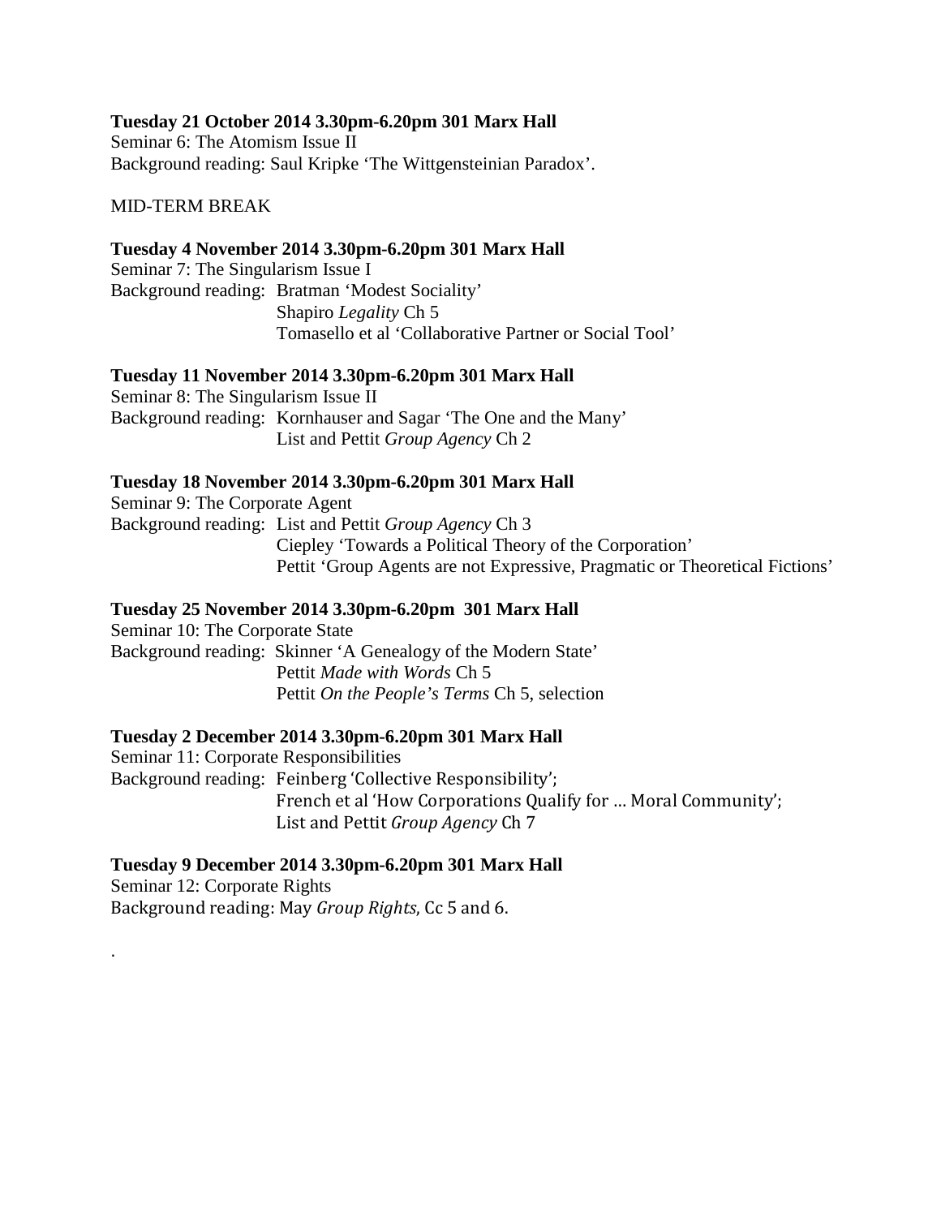**Tuesday 21 October 2014 3.30pm-6.20pm 301 Marx Hall**
Seminar 6: The Atomism Issue II
Background reading: Saul Kripke 'The Wittgensteinian Paradox'.

MID-TERM BREAK

**Tuesday 4 November 2014 3.30pm-6.20pm 301 Marx Hall**
Seminar 7: The Singularism Issue I
Background reading: Bratman 'Modest Sociality'
Shapiro *Legality* Ch 5
Tomasello et al 'Collaborative Partner or Social Tool'

**Tuesday 11 November 2014 3.30pm-6.20pm 301 Marx Hall**
Seminar 8: The Singularism Issue II
Background reading: Kornhauser and Sagar 'The One and the Many'
List and Pettit *Group Agency* Ch 2

**Tuesday 18 November 2014 3.30pm-6.20pm 301 Marx Hall**
Seminar 9: The Corporate Agent
Background reading: List and Pettit *Group Agency* Ch 3
Ciepley 'Towards a Political Theory of the Corporation'
Pettit 'Group Agents are not Expressive, Pragmatic or Theoretical Fictions'

**Tuesday 25 November 2014 3.30pm-6.20pm 301 Marx Hall**
Seminar 10: The Corporate State
Background reading: Skinner 'A Genealogy of the Modern State'
Pettit *Made with Words* Ch 5
Pettit *On the People's Terms* Ch 5, selection

**Tuesday 2 December 2014 3.30pm-6.20pm 301 Marx Hall**
Seminar 11: Corporate Responsibilities
Background reading: Feinberg 'Collective Responsibility';
French et al 'How Corporations Qualify for … Moral Community';
List and Pettit *Group Agency* Ch 7

**Tuesday 9 December 2014 3.30pm-6.20pm 301 Marx Hall**
Seminar 12: Corporate Rights
Background reading: May *Group Rights,* Cc 5 and 6.

.